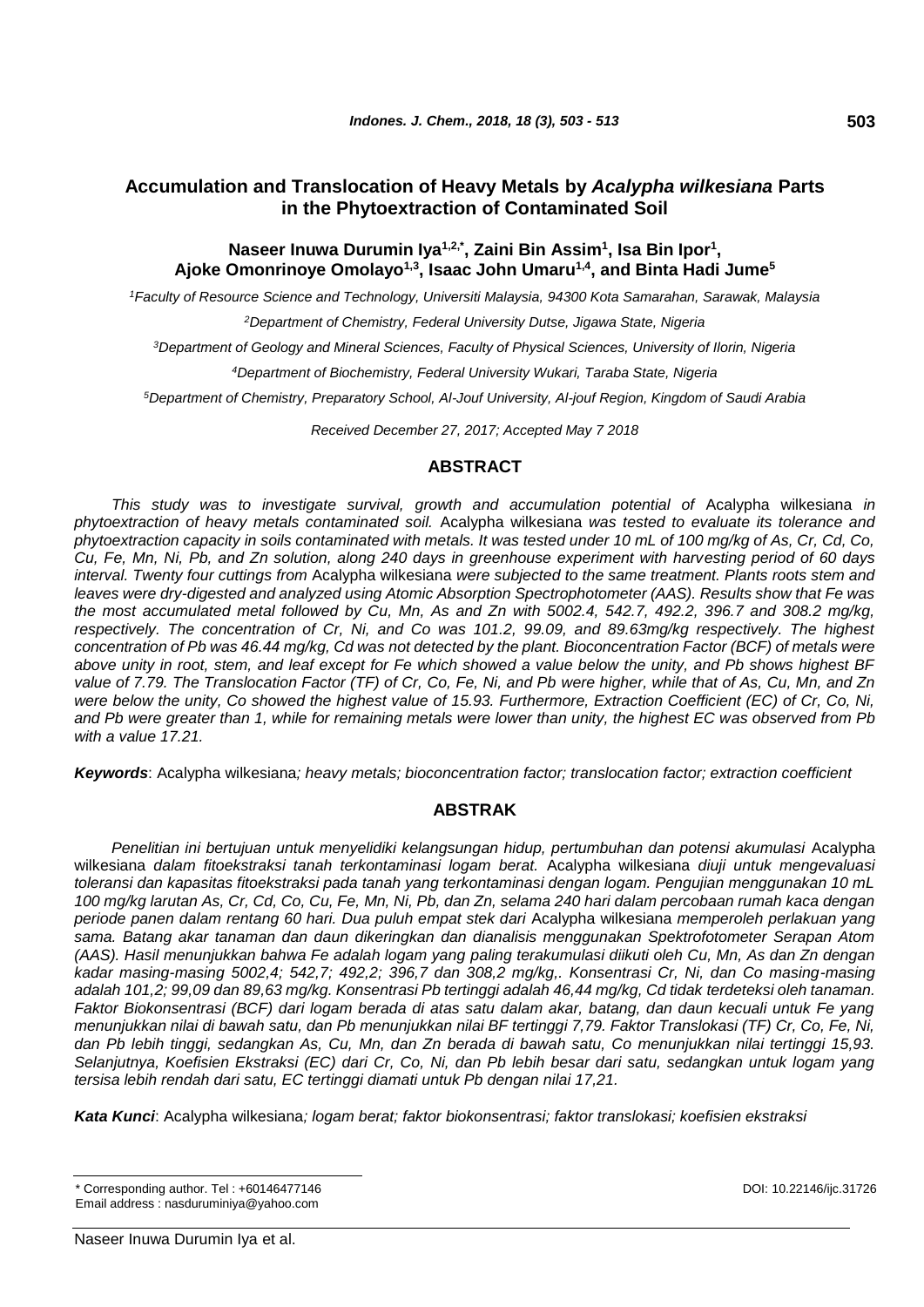# Accumulation and Translocation of Heavy Metals by *Acalypha wilkesiana* Parts in the Phytoextraction of Contaminated Soil

**Naseer Inuwa Durumin Iya[1,2,*], Zaini Bin Assim[1], Isa Bin Ipor[1], Ajoke Omonrinoye Omolayo[1,3], Isaac John Umaru[1,4], and Binta Hadi Jume[5]**

*[1]Faculty of Resource Science and Technology, Universiti Malaysia, 94300 Kota Samarahan, Sarawak, Malaysia*

*[2]Department of Chemistry, Federal University Dutse, Jigawa State, Nigeria*

*[3]Department of Geology and Mineral Sciences, Faculty of Physical Sciences, University of Ilorin, Nigeria*

*[4]Department of Biochemistry, Federal University Wukari, Taraba State, Nigeria*

*[5]Department of Chemistry, Preparatory School, Al-Jouf University, Al-jouf Region, Kingdom of Saudi Arabia*

*Received December 27, 2017; Accepted May 7 2018*

## ABSTRACT

*This study was to investigate survival, growth and accumulation potential of* Acalypha wilkesiana *in phytoextraction of heavy metals contaminated soil.* Acalypha wilkesiana *was tested to evaluate its tolerance and phytoextraction capacity in soils contaminated with metals. It was tested under 10 mL of 100 mg/kg of As, Cr, Cd, Co, Cu, Fe, Mn, Ni, Pb, and Zn solution, along 240 days in greenhouse experiment with harvesting period of 60 days interval. Twenty four cuttings from* Acalypha wilkesiana *were subjected to the same treatment. Plants roots stem and leaves were dry-digested and analyzed using Atomic Absorption Spectrophotometer (AAS). Results show that Fe was the most accumulated metal followed by Cu, Mn, As and Zn with 5002.4, 542.7, 492.2, 396.7 and 308.2 mg/kg, respectively. The concentration of Cr, Ni, and Co was 101.2, 99.09, and 89.63mg/kg respectively. The highest concentration of Pb was 46.44 mg/kg, Cd was not detected by the plant. Bioconcentration Factor (BCF) of metals were above unity in root, stem, and leaf except for Fe which showed a value below the unity, and Pb shows highest BF value of 7.79. The Translocation Factor (TF) of Cr, Co, Fe, Ni, and Pb were higher, while that of As, Cu, Mn, and Zn were below the unity, Co showed the highest value of 15.93. Furthermore, Extraction Coefficient (EC) of Cr, Co, Ni, and Pb were greater than 1, while for remaining metals were lower than unity, the highest EC was observed from Pb with a value 17.21.*

***Keywords***: Acalypha wilkesiana*; heavy metals; bioconcentration factor; translocation factor; extraction coefficient*

## ABSTRAK

*Penelitian ini bertujuan untuk menyelidiki kelangsungan hidup, pertumbuhan dan potensi akumulasi* Acalypha wilkesiana *dalam fitoekstraksi tanah terkontaminasi logam berat.* Acalypha wilkesiana *diuji untuk mengevaluasi toleransi dan kapasitas fitoekstraksi pada tanah yang terkontaminasi dengan logam. Pengujian menggunakan 10 mL 100 mg/kg larutan As, Cr, Cd, Co, Cu, Fe, Mn, Ni, Pb, dan Zn, selama 240 hari dalam percobaan rumah kaca dengan periode panen dalam rentang 60 hari. Dua puluh empat stek dari* Acalypha wilkesiana *memperoleh perlakuan yang sama. Batang akar tanaman dan daun dikeringkan dan dianalisis menggunakan Spektrofotometer Serapan Atom (AAS). Hasil menunjukkan bahwa Fe adalah logam yang paling terakumulasi diikuti oleh Cu, Mn, As dan Zn dengan kadar masing-masing 5002,4; 542,7; 492,2; 396,7 dan 308,2 mg/kg,. Konsentrasi Cr, Ni, dan Co masing-masing adalah 101,2; 99,09 dan 89,63 mg/kg. Konsentrasi Pb tertinggi adalah 46,44 mg/kg, Cd tidak terdeteksi oleh tanaman. Faktor Biokonsentrasi (BCF) dari logam berada di atas satu dalam akar, batang, dan daun kecuali untuk Fe yang menunjukkan nilai di bawah satu, dan Pb menunjukkan nilai BF tertinggi 7,79. Faktor Translokasi (TF) Cr, Co, Fe, Ni, dan Pb lebih tinggi, sedangkan As, Cu, Mn, dan Zn berada di bawah satu, Co menunjukkan nilai tertinggi 15,93. Selanjutnya, Koefisien Ekstraksi (EC) dari Cr, Co, Ni, dan Pb lebih besar dari satu, sedangkan untuk logam yang tersisa lebih rendah dari satu, EC tertinggi diamati untuk Pb dengan nilai 17,21.*

***Kata Kunci***: Acalypha wilkesiana*; logam berat; faktor biokonsentrasi; faktor translokasi; koefisien ekstraksi*

\* Corresponding author. Tel : +60146477146
Email address : nasduruminiya@yahoo.com

DOI: 10.22146/ijc.31726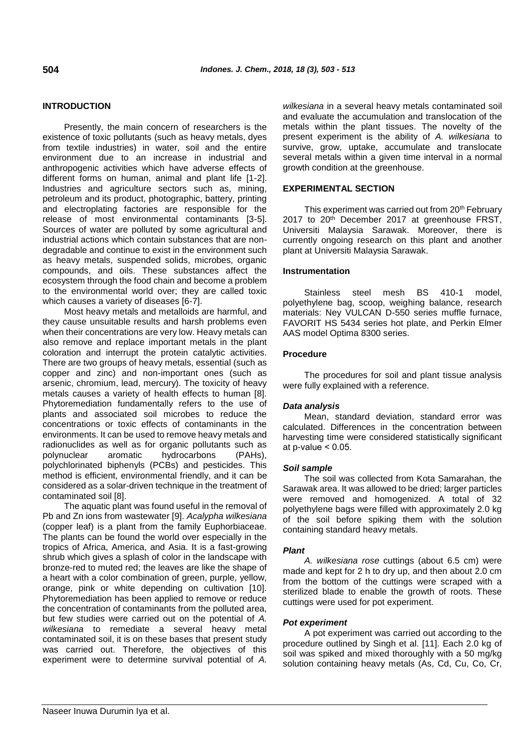## INTRODUCTION

Presently, the main concern of researchers is the existence of toxic pollutants (such as heavy metals, dyes from textile industries) in water, soil and the entire environment due to an increase in industrial and anthropogenic activities which have adverse effects of different forms on human, animal and plant life [1-2]. Industries and agriculture sectors such as, mining, petroleum and its product, photographic, battery, printing and electroplating factories are responsible for the release of most environmental contaminants [3-5]. Sources of water are polluted by some agricultural and industrial actions which contain substances that are non-degradable and continue to exist in the environment such as heavy metals, suspended solids, microbes, organic compounds, and oils. These substances affect the ecosystem through the food chain and become a problem to the environmental world over; they are called toxic which causes a variety of diseases [6-7].

Most heavy metals and metalloids are harmful, and they cause unsuitable results and harsh problems even when their concentrations are very low. Heavy metals can also remove and replace important metals in the plant coloration and interrupt the protein catalytic activities. There are two groups of heavy metals, essential (such as copper and zinc) and non-important ones (such as arsenic, chromium, lead, mercury). The toxicity of heavy metals causes a variety of health effects to human [8]. Phytoremediation fundamentally refers to the use of plants and associated soil microbes to reduce the concentrations or toxic effects of contaminants in the environments. It can be used to remove heavy metals and radionuclides as well as for organic pollutants such as polynuclear aromatic hydrocarbons (PAHs), polychlorinated biphenyls (PCBs) and pesticides. This method is efficient, environmental friendly, and it can be considered as a solar-driven technique in the treatment of contaminated soil [8].

The aquatic plant was found useful in the removal of Pb and Zn ions from wastewater [9]. *Acalypha wilkesiana* (copper leaf) is a plant from the family Euphorbiaceae. The plants can be found the world over especially in the tropics of Africa, America, and Asia. It is a fast-growing shrub which gives a splash of color in the landscape with bronze-red to muted red; the leaves are like the shape of a heart with a color combination of green, purple, yellow, orange, pink or white depending on cultivation [10]. Phytoremediation has been applied to remove or reduce the concentration of contaminants from the polluted area, but few studies were carried out on the potential of *A. wilkesiana* to remediate a several heavy metal contaminated soil, it is on these bases that present study was carried out. Therefore, the objectives of this experiment were to determine survival potential of *A. wilkesiana* in a several heavy metals contaminated soil and evaluate the accumulation and translocation of the metals within the plant tissues. The novelty of the present experiment is the ability of *A. wilkesiana* to survive, grow, uptake, accumulate and translocate several metals within a given time interval in a normal growth condition at the greenhouse.

## EXPERIMENTAL SECTION

This experiment was carried out from 20th February 2017 to 20th December 2017 at greenhouse FRST, Universiti Malaysia Sarawak. Moreover, there is currently ongoing research on this plant and another plant at Universiti Malaysia Sarawak.

### Instrumentation

Stainless steel mesh BS 410-1 model, polyethylene bag, scoop, weighing balance, research materials: Ney VULCAN D-550 series muffle furnace, FAVORIT HS 5434 series hot plate, and Perkin Elmer AAS model Optima 8300 series.

### Procedure

The procedures for soil and plant tissue analysis were fully explained with a reference.

#### *Data analysis*

Mean, standard deviation, standard error was calculated. Differences in the concentration between harvesting time were considered statistically significant at p-value $< 0.05$.

#### *Soil sample*

The soil was collected from Kota Samarahan, the Sarawak area. It was allowed to be dried; larger particles were removed and homogenized. A total of 32 polyethylene bags were filled with approximately 2.0 kg of the soil before spiking them with the solution containing standard heavy metals.

#### *Plant*

*A. wilkesiana rose* cuttings (about 6.5 cm) were made and kept for 2 h to dry up, and then about 2.0 cm from the bottom of the cuttings were scraped with a sterilized blade to enable the growth of roots. These cuttings were used for pot experiment.

#### *Pot experiment*

A pot experiment was carried out according to the procedure outlined by Singh et al. [11]. Each 2.0 kg of soil was spiked and mixed thoroughly with a 50 mg/kg solution containing heavy metals (As, Cd, Cu, Co, Cr,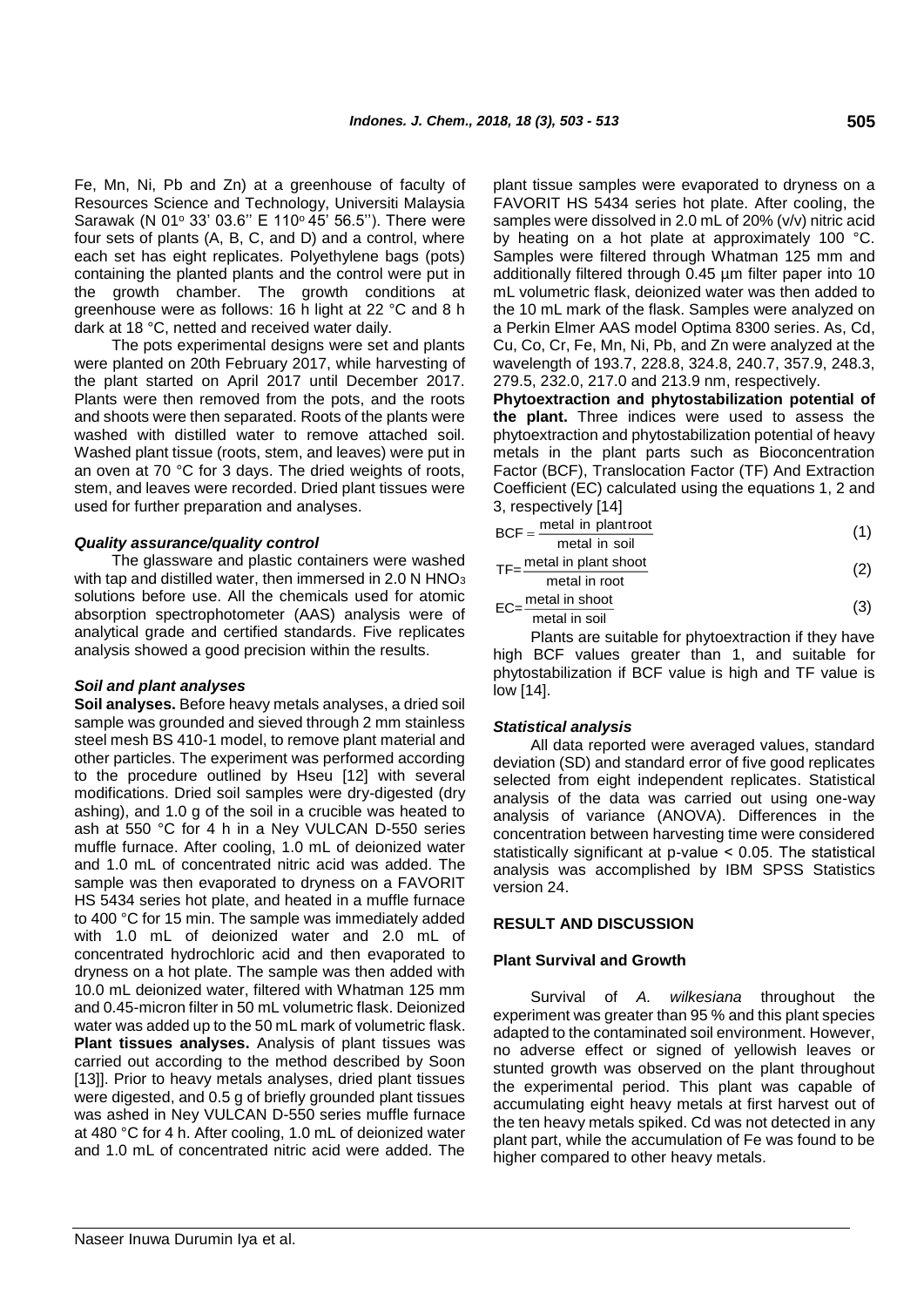Fe, Mn, Ni, Pb and Zn) at a greenhouse of faculty of Resources Science and Technology, Universiti Malaysia Sarawak (N 01° 33' 03.6'' E 110° 45' 56.5''). There were four sets of plants (A, B, C, and D) and a control, where each set has eight replicates. Polyethylene bags (pots) containing the planted plants and the control were put in the growth chamber. The growth conditions at greenhouse were as follows: 16 h light at 22 °C and 8 h dark at 18 °C, netted and received water daily.

The pots experimental designs were set and plants were planted on 20th February 2017, while harvesting of the plant started on April 2017 until December 2017. Plants were then removed from the pots, and the roots and shoots were then separated. Roots of the plants were washed with distilled water to remove attached soil. Washed plant tissue (roots, stem, and leaves) were put in an oven at 70 °C for 3 days. The dried weights of roots, stem, and leaves were recorded. Dried plant tissues were used for further preparation and analyses.

### *Quality assurance/quality control*

The glassware and plastic containers were washed with tap and distilled water, then immersed in 2.0 N $HNO_3$ solutions before use. All the chemicals used for atomic absorption spectrophotometer (AAS) analysis were of analytical grade and certified standards. Five replicates analysis showed a good precision within the results.

### *Soil and plant analyses*

**Soil analyses.** Before heavy metals analyses, a dried soil sample was grounded and sieved through 2 mm stainless steel mesh BS 410-1 model, to remove plant material and other particles. The experiment was performed according to the procedure outlined by Hseu [12] with several modifications. Dried soil samples were dry-digested (dry ashing), and 1.0 g of the soil in a crucible was heated to ash at 550 °C for 4 h in a Ney VULCAN D-550 series muffle furnace. After cooling, 1.0 mL of deionized water and 1.0 mL of concentrated nitric acid was added. The sample was then evaporated to dryness on a FAVORIT HS 5434 series hot plate, and heated in a muffle furnace to 400 °C for 15 min. The sample was immediately added with 1.0 mL of deionized water and 2.0 mL of concentrated hydrochloric acid and then evaporated to dryness on a hot plate. The sample was then added with 10.0 mL deionized water, filtered with Whatman 125 mm and 0.45-micron filter in 50 mL volumetric flask. Deionized water was added up to the 50 mL mark of volumetric flask.

**Plant tissues analyses.** Analysis of plant tissues was carried out according to the method described by Soon [13]]. Prior to heavy metals analyses, dried plant tissues were digested, and 0.5 g of briefly grounded plant tissues was ashed in Ney VULCAN D-550 series muffle furnace at 480 °C for 4 h. After cooling, 1.0 mL of deionized water and 1.0 mL of concentrated nitric acid were added. The plant tissue samples were evaporated to dryness on a FAVORIT HS 5434 series hot plate. After cooling, the samples were dissolved in 2.0 mL of 20% (v/v) nitric acid by heating on a hot plate at approximately 100 °C. Samples were filtered through Whatman 125 mm and additionally filtered through 0.45 µm filter paper into 10 mL volumetric flask, deionized water was then added to the 10 mL mark of the flask. Samples were analyzed on a Perkin Elmer AAS model Optima 8300 series. As, Cd, Cu, Co, Cr, Fe, Mn, Ni, Pb, and Zn were analyzed at the wavelength of 193.7, 228.8, 324.8, 240.7, 357.9, 248.3, 279.5, 232.0, 217.0 and 213.9 nm, respectively.

**Phytoextraction and phytostabilization potential of the plant.** Three indices were used to assess the phytoextraction and phytostabilization potential of heavy metals in the plant parts such as Bioconcentration Factor (BCF), Translocation Factor (TF) And Extraction Coefficient (EC) calculated using the equations 1, 2 and 3, respectively [14]

$$BCF = \frac{\text{metal in plant root}}{\text{metal in soil}} \tag{1}$$

$$TF = \frac{\text{metal in plant shoot}}{\text{metal in root}} \tag{2}$$

$$EC = \frac{\text{metal in shoot}}{\text{metal in soil}} \tag{3}$$

Plants are suitable for phytoextraction if they have high BCF values greater than 1, and suitable for phytostabilization if BCF value is high and TF value is low [14].

### *Statistical analysis*

All data reported were averaged values, standard deviation (SD) and standard error of five good replicates selected from eight independent replicates. Statistical analysis of the data was carried out using one-way analysis of variance (ANOVA). Differences in the concentration between harvesting time were considered statistically significant at p-value < 0.05. The statistical analysis was accomplished by IBM SPSS Statistics version 24.

## RESULT AND DISCUSSION

### Plant Survival and Growth

Survival of *A. wilkesiana* throughout the experiment was greater than 95 % and this plant species adapted to the contaminated soil environment. However, no adverse effect or signed of yellowish leaves or stunted growth was observed on the plant throughout the experimental period. This plant was capable of accumulating eight heavy metals at first harvest out of the ten heavy metals spiked. Cd was not detected in any plant part, while the accumulation of Fe was found to be higher compared to other heavy metals.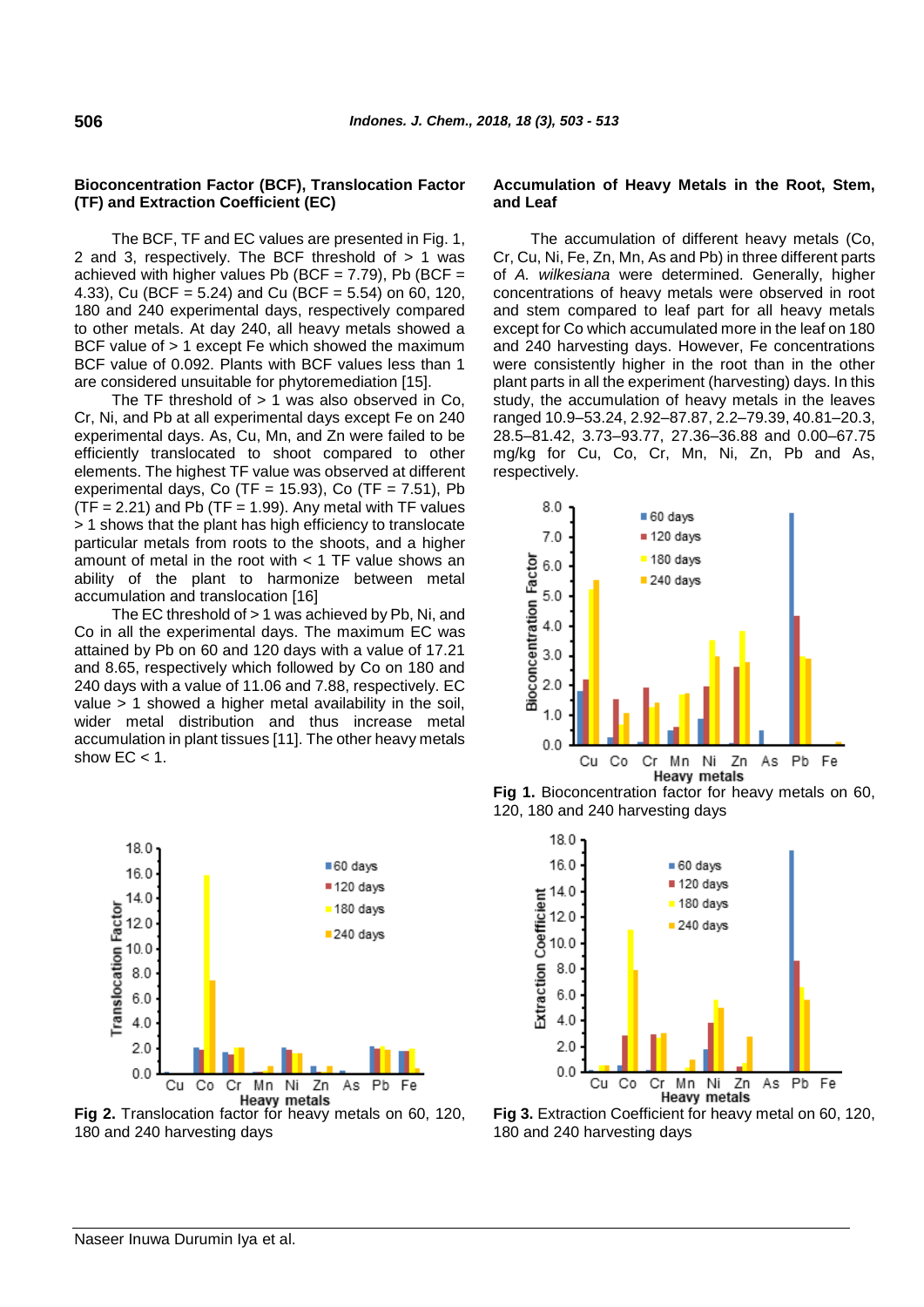### Bioconcentration Factor (BCF), Translocation Factor (TF) and Extraction Coefficient (EC)

The BCF, TF and EC values are presented in Fig. 1, 2 and 3, respectively. The BCF threshold of > 1 was achieved with higher values Pb (BCF = 7.79), Pb (BCF = 4.33), Cu (BCF = 5.24) and Cu (BCF = 5.54) on 60, 120, 180 and 240 experimental days, respectively compared to other metals. At day 240, all heavy metals showed a BCF value of > 1 except Fe which showed the maximum BCF value of 0.092. Plants with BCF values less than 1 are considered unsuitable for phytoremediation [15].

The TF threshold of > 1 was also observed in Co, Cr, Ni, and Pb at all experimental days except Fe on 240 experimental days. As, Cu, Mn, and Zn were failed to be efficiently translocated to shoot compared to other elements. The highest TF value was observed at different experimental days, Co (TF = 15.93), Co (TF = 7.51), Pb (TF = 2.21) and Pb (TF = 1.99). Any metal with TF values > 1 shows that the plant has high efficiency to translocate particular metals from roots to the shoots, and a higher amount of metal in the root with < 1 TF value shows an ability of the plant to harmonize between metal accumulation and translocation [16]

The EC threshold of > 1 was achieved by Pb, Ni, and Co in all the experimental days. The maximum EC was attained by Pb on 60 and 120 days with a value of 17.21 and 8.65, respectively which followed by Co on 180 and 240 days with a value of 11.06 and 7.88, respectively. EC value > 1 showed a higher metal availability in the soil, wider metal distribution and thus increase metal accumulation in plant tissues [11]. The other heavy metals show EC < 1.

Fig 2. Translocation factor for heavy metals on 60, 120, 180 and 240 harvesting days

### Accumulation of Heavy Metals in the Root, Stem, and Leaf

The accumulation of different heavy metals (Co, Cr, Cu, Ni, Fe, Zn, Mn, As and Pb) in three different parts of *A. wilkesiana* were determined. Generally, higher concentrations of heavy metals were observed in root and stem compared to leaf part for all heavy metals except for Co which accumulated more in the leaf on 180 and 240 harvesting days. However, Fe concentrations were consistently higher in the root than in the other plant parts in all the experiment (harvesting) days. In this study, the accumulation of heavy metals in the leaves ranged 10.9–53.24, 2.92–87.87, 2.2–79.39, 40.81–20.3, 28.5–81.42, 3.73–93.77, 27.36–36.88 and 0.00–67.75 mg/kg for Cu, Co, Cr, Mn, Ni, Zn, Pb and As, respectively.

Fig 1. Bioconcentration factor for heavy metals on 60, 120, 180 and 240 harvesting days

Fig 3. Extraction Coefficient for heavy metal on 60, 120, 180 and 240 harvesting days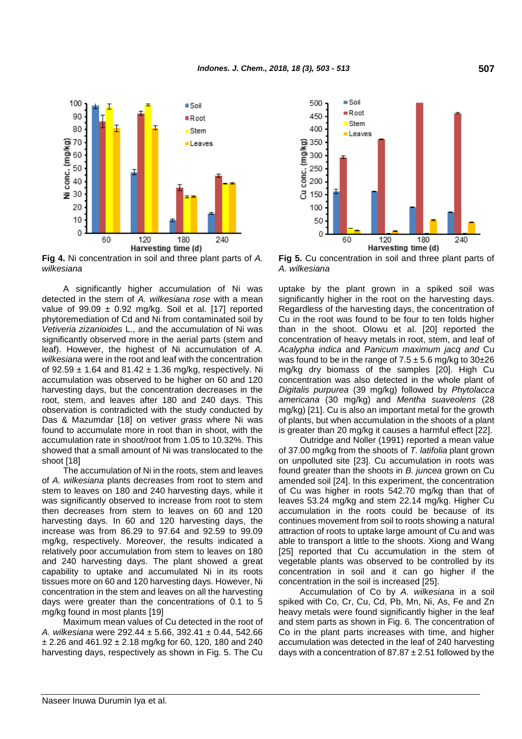Fig 4. Ni concentration in soil and three plant parts of *A. wilkesiana*

Fig 5. Cu concentration in soil and three plant parts of *A. wilkesiana*

A significantly higher accumulation of Ni was detected in the stem of *A. wilkesiana rose* with a mean value of 99.09 ± 0.92 mg/kg. Soil et al. [17] reported phytoremediation of Cd and Ni from contaminated soil by *Vetiveria zizanioides* L., and the accumulation of Ni was significantly observed more in the aerial parts (stem and leaf). However, the highest of Ni accumulation of *A. wilkesiana* were in the root and leaf with the concentration of 92.59 ± 1.64 and 81.42 ± 1.36 mg/kg, respectively. Ni accumulation was observed to be higher on 60 and 120 harvesting days, but the concentration decreases in the root, stem, and leaves after 180 and 240 days. This observation is contradicted with the study conducted by Das & Mazumdar [18] on vetiver *grass* where Ni was found to accumulate more in root than in shoot, with the accumulation rate in shoot/root from 1.05 to 10.32%. This showed that a small amount of Ni was translocated to the shoot [18]

The accumulation of Ni in the roots, stem and leaves of *A. wilkesiana* plants decreases from root to stem and stem to leaves on 180 and 240 harvesting days, while it was significantly observed to increase from root to stem then decreases from stem to leaves on 60 and 120 harvesting days. In 60 and 120 harvesting days, the increase was from 86.29 to 97.64 and 92.59 to 99.09 mg/kg, respectively. Moreover, the results indicated a relatively poor accumulation from stem to leaves on 180 and 240 harvesting days. The plant showed a great capability to uptake and accumulated Ni in its roots tissues more on 60 and 120 harvesting days. However, Ni concentration in the stem and leaves on all the harvesting days were greater than the concentrations of 0.1 to 5 mg/kg found in most plants [19]

Maximum mean values of Cu detected in the root of *A. wilkesiana* were 292.44 ± 5.66, 392.41 ± 0.44, 542.66 ± 2.26 and 461.92 ± 2.18 mg/kg for 60, 120, 180 and 240 harvesting days, respectively as shown in Fig. 5. The Cu uptake by the plant grown in a spiked soil was significantly higher in the root on the harvesting days. Regardless of the harvesting days, the concentration of Cu in the root was found to be four to ten folds higher than in the shoot. Olowu et al. [20] reported the concentration of heavy metals in root, stem, and leaf of *Acalypha indica* and *Panicum maximum jacq and* Cu was found to be in the range of 7.5 ± 5.6 mg/kg to 30±26 mg/kg dry biomass of the samples [20]. High Cu concentration was also detected in the whole plant of *Digitalis purpurea* (39 mg/kg) followed by *Phytolacca americana* (30 mg/kg) and *Mentha suaveolens* (28 mg/kg) [21]. Cu is also an important metal for the growth of plants, but when accumulation in the shoots of a plant is greater than 20 mg/kg it causes a harmful effect [22].

Outridge and Noller (1991) reported a mean value of 37.00 mg/kg from the shoots of *T. latifolia* plant grown on unpolluted site [23]. Cu accumulation in roots was found greater than the shoots in *B. juncea* grown on Cu amended soil [24]. In this experiment, the concentration of Cu was higher in roots 542.70 mg/kg than that of leaves 53.24 mg/kg and stem 22.14 mg/kg. Higher Cu accumulation in the roots could be because of its continues movement from soil to roots showing a natural attraction of roots to uptake large amount of Cu and was able to transport a little to the shoots. Xiong and Wang [25] reported that Cu accumulation in the stem of vegetable plants was observed to be controlled by its concentration in soil and it can go higher if the concentration in the soil is increased [25].

Accumulation of Co by *A. wilkesiana* in a soil spiked with Co, Cr, Cu, Cd, Pb, Mn, Ni, As, Fe and Zn heavy metals were found significantly higher in the leaf and stem parts as shown in Fig. 6. The concentration of Co in the plant parts increases with time, and higher accumulation was detected in the leaf of 240 harvesting days with a concentration of 87.87 ± 2.51 followed by the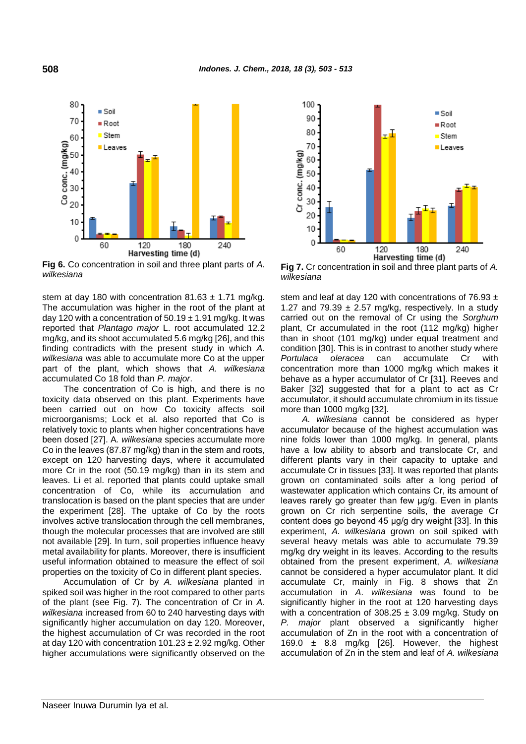Fig 6. Co concentration in soil and three plant parts of *A. wilkesiana*

Fig 7. Cr concentration in soil and three plant parts of *A. wilkesiana*

stem at day 180 with concentration 81.63 ± 1.71 mg/kg. The accumulation was higher in the root of the plant at day 120 with a concentration of 50.19 ± 1.91 mg/kg. It was reported that *Plantago major* L. root accumulated 12.2 mg/kg, and its shoot accumulated 5.6 mg/kg [26], and this finding contradicts with the present study in which *A. wilkesiana* was able to accumulate more Co at the upper part of the plant, which shows that *A. wilkesiana* accumulated Co 18 fold than *P. major*.

The concentration of Co is high, and there is no toxicity data observed on this plant. Experiments have been carried out on how Co toxicity affects soil microorganisms; Lock et al. also reported that Co is relatively toxic to plants when higher concentrations have been dosed [27]. A. *wilkesiana* species accumulate more Co in the leaves (87.87 mg/kg) than in the stem and roots, except on 120 harvesting days, where it accumulated more Cr in the root (50.19 mg/kg) than in its stem and leaves. Li et al. reported that plants could uptake small concentration of Co, while its accumulation and translocation is based on the plant species that are under the experiment [28]. The uptake of Co by the roots involves active translocation through the cell membranes, though the molecular processes that are involved are still not available [29]. In turn, soil properties influence heavy metal availability for plants. Moreover, there is insufficient useful information obtained to measure the effect of soil properties on the toxicity of Co in different plant species.

Accumulation of Cr by *A. wilkesiana* planted in spiked soil was higher in the root compared to other parts of the plant (see Fig. 7). The concentration of Cr in *A. wilkesiana* increased from 60 to 240 harvesting days with significantly higher accumulation on day 120. Moreover, the highest accumulation of Cr was recorded in the root at day 120 with concentration 101.23 ± 2.92 mg/kg. Other higher accumulations were significantly observed on the stem and leaf at day 120 with concentrations of 76.93 ± 1.27 and 79.39 ± 2.57 mg/kg, respectively. In a study carried out on the removal of Cr using the *Sorghum* plant, Cr accumulated in the root (112 mg/kg) higher than in shoot (101 mg/kg) under equal treatment and condition [30]. This is in contrast to another study where *Portulaca oleracea* can accumulate Cr with concentration more than 1000 mg/kg which makes it behave as a hyper accumulator of Cr [31]. Reeves and Baker [32] suggested that for a plant to act as Cr accumulator, it should accumulate chromium in its tissue more than 1000 mg/kg [32].

*A. wilkesiana* cannot be considered as hyper accumulator because of the highest accumulation was nine folds lower than 1000 mg/kg. In general, plants have a low ability to absorb and translocate Cr, and different plants vary in their capacity to uptake and accumulate Cr in tissues [33]. It was reported that plants grown on contaminated soils after a long period of wastewater application which contains Cr, its amount of leaves rarely go greater than few µg/g. Even in plants grown on Cr rich serpentine soils, the average Cr content does go beyond 45 µg/g dry weight [33]. In this experiment, *A. wilkesiana* grown on soil spiked with several heavy metals was able to accumulate 79.39 mg/kg dry weight in its leaves. According to the results obtained from the present experiment, *A. wilkesiana* cannot be considered a hyper accumulator plant. It did accumulate Cr, mainly in Fig. 8 shows that Zn accumulation in *A. wilkesiana* was found to be significantly higher in the root at 120 harvesting days with a concentration of 308.25 ± 3.09 mg/kg. Study on *P. major* plant observed a significantly higher accumulation of Zn in the root with a concentration of 169.0 ± 8.8 mg/kg [26]. However, the highest accumulation of Zn in the stem and leaf of *A. wilkesiana*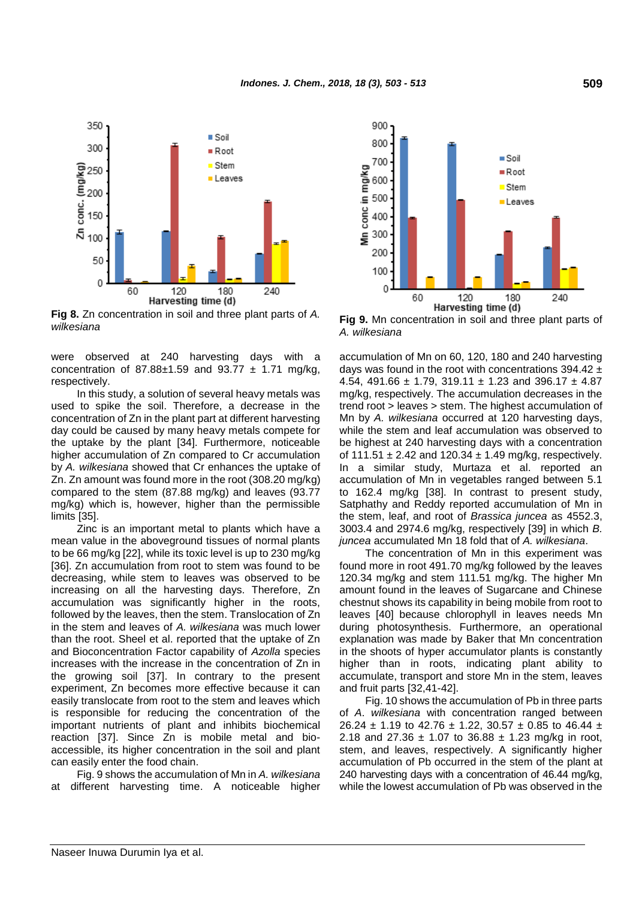**Fig 8.** Zn concentration in soil and three plant parts of *A. wilkesiana*

**Fig 9.** Mn concentration in soil and three plant parts of *A. wilkesiana*

were observed at 240 harvesting days with a concentration of 87.88±1.59 and 93.77 ± 1.71 mg/kg, respectively.

In this study, a solution of several heavy metals was used to spike the soil. Therefore, a decrease in the concentration of Zn in the plant part at different harvesting day could be caused by many heavy metals compete for the uptake by the plant [34]. Furthermore, noticeable higher accumulation of Zn compared to Cr accumulation by *A. wilkesiana* showed that Cr enhances the uptake of Zn. Zn amount was found more in the root (308.20 mg/kg) compared to the stem (87.88 mg/kg) and leaves (93.77 mg/kg) which is, however, higher than the permissible limits [35].

Zinc is an important metal to plants which have a mean value in the aboveground tissues of normal plants to be 66 mg/kg [22], while its toxic level is up to 230 mg/kg [36]. Zn accumulation from root to stem was found to be decreasing, while stem to leaves was observed to be increasing on all the harvesting days. Therefore, Zn accumulation was significantly higher in the roots, followed by the leaves, then the stem. Translocation of Zn in the stem and leaves of *A. wilkesiana* was much lower than the root. Sheel et al. reported that the uptake of Zn and Bioconcentration Factor capability of *Azolla* species increases with the increase in the concentration of Zn in the growing soil [37]. In contrary to the present experiment, Zn becomes more effective because it can easily translocate from root to the stem and leaves which is responsible for reducing the concentration of the important nutrients of plant and inhibits biochemical reaction [37]. Since Zn is mobile metal and bio-accessible, its higher concentration in the soil and plant can easily enter the food chain.

Fig. 9 shows the accumulation of Mn in *A. wilkesiana* at different harvesting time. A noticeable higher accumulation of Mn on 60, 120, 180 and 240 harvesting days was found in the root with concentrations 394.42 ± 4.54, 491.66 ± 1.79, 319.11 ± 1.23 and 396.17 ± 4.87 mg/kg, respectively. The accumulation decreases in the trend root > leaves > stem. The highest accumulation of Mn by *A. wilkesiana* occurred at 120 harvesting days, while the stem and leaf accumulation was observed to be highest at 240 harvesting days with a concentration of 111.51 ± 2.42 and 120.34 ± 1.49 mg/kg, respectively. In a similar study, Murtaza et al. reported an accumulation of Mn in vegetables ranged between 5.1 to 162.4 mg/kg [38]. In contrast to present study, Satphathy and Reddy reported accumulation of Mn in the stem, leaf, and root of *Brassica juncea* as 4552.3, 3003.4 and 2974.6 mg/kg, respectively [39] in which *B. juncea* accumulated Mn 18 fold that of *A. wilkesiana*.

The concentration of Mn in this experiment was found more in root 491.70 mg/kg followed by the leaves 120.34 mg/kg and stem 111.51 mg/kg. The higher Mn amount found in the leaves of Sugarcane and Chinese chestnut shows its capability in being mobile from root to leaves [40] because chlorophyll in leaves needs Mn during photosynthesis. Furthermore, an operational explanation was made by Baker that Mn concentration in the shoots of hyper accumulator plants is constantly higher than in roots, indicating plant ability to accumulate, transport and store Mn in the stem, leaves and fruit parts [32,41-42].

Fig. 10 shows the accumulation of Pb in three parts of *A. wilkesiana* with concentration ranged between 26.24 ± 1.19 to 42.76 ± 1.22, 30.57 ± 0.85 to 46.44 ± 2.18 and 27.36 ± 1.07 to 36.88 ± 1.23 mg/kg in root, stem, and leaves, respectively. A significantly higher accumulation of Pb occurred in the stem of the plant at 240 harvesting days with a concentration of 46.44 mg/kg, while the lowest accumulation of Pb was observed in the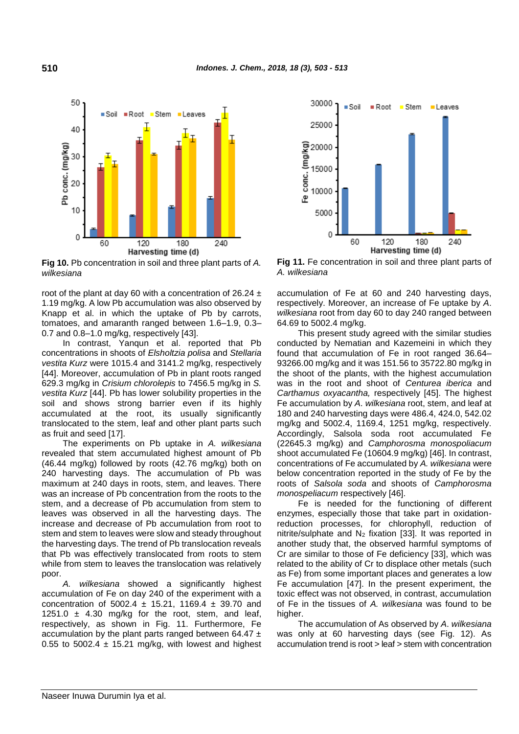Fig 10. Pb concentration in soil and three plant parts of *A. wilkesiana*

Fig 11. Fe concentration in soil and three plant parts of *A. wilkesiana*

root of the plant at day 60 with a concentration of 26.24 ± 1.19 mg/kg. A low Pb accumulation was also observed by Knapp et al. in which the uptake of Pb by carrots, tomatoes, and amaranth ranged between 1.6–1.9, 0.3–0.7 and 0.8–1.0 mg/kg, respectively [43].

In contrast, Yanqun et al. reported that Pb concentrations in shoots of *Elsholtzia polisa* and *Stellaria vestita Kurz* were 1015.4 and 3141.2 mg/kg, respectively [44]. Moreover, accumulation of Pb in plant roots ranged 629.3 mg/kg in *Crisium chlorolepis* to 7456.5 mg/kg in *S. vestita Kurz* [44]. Pb has lower solubility properties in the soil and shows strong barrier even if its highly accumulated at the root, its usually significantly translocated to the stem, leaf and other plant parts such as fruit and seed [17].

The experiments on Pb uptake in *A. wilkesiana* revealed that stem accumulated highest amount of Pb (46.44 mg/kg) followed by roots (42.76 mg/kg) both on 240 harvesting days. The accumulation of Pb was maximum at 240 days in roots, stem, and leaves. There was an increase of Pb concentration from the roots to the stem, and a decrease of Pb accumulation from stem to leaves was observed in all the harvesting days. The increase and decrease of Pb accumulation from root to stem and stem to leaves were slow and steady throughout the harvesting days. The trend of Pb translocation reveals that Pb was effectively translocated from roots to stem while from stem to leaves the translocation was relatively poor.

*A. wilkesiana* showed a significantly highest accumulation of Fe on day 240 of the experiment with a concentration of 5002.4 ± 15.21, 1169.4 ± 39.70 and 1251.0 ± 4.30 mg/kg for the root, stem, and leaf, respectively, as shown in Fig. 11. Furthermore, Fe accumulation by the plant parts ranged between 64.47 ± 0.55 to 5002.4 ± 15.21 mg/kg, with lowest and highest accumulation of Fe at 60 and 240 harvesting days, respectively. Moreover, an increase of Fe uptake by *A. wilkesiana* root from day 60 to day 240 ranged between 64.69 to 5002.4 mg/kg.

This present study agreed with the similar studies conducted by Nematian and Kazemeini in which they found that accumulation of Fe in root ranged 36.64–93266.00 mg/kg and it was 151.56 to 35722.80 mg/kg in the shoot of the plants, with the highest accumulation was in the root and shoot of *Centurea iberica* and *Carthamus oxyacantha,* respectively [45]. The highest Fe accumulation by *A. wilkesiana* root, stem, and leaf at 180 and 240 harvesting days were 486.4, 424.0, 542.02 mg/kg and 5002.4, 1169.4, 1251 mg/kg, respectively. Accordingly, Salsola soda root accumulated Fe (22645.3 mg/kg) and *Camphorosma monospoliacum* shoot accumulated Fe (10604.9 mg/kg) [46]. In contrast, concentrations of Fe accumulated by *A. wilkesiana* were below concentration reported in the study of Fe by the roots of *Salsola soda* and shoots of *Camphorosma monospeliacum* respectively [46].

Fe is needed for the functioning of different enzymes, especially those that take part in oxidation-reduction processes, for chlorophyll, reduction of nitrite/sulphate and $N_2$ fixation [33]. It was reported in another study that, the observed harmful symptoms of Cr are similar to those of Fe deficiency [33], which was related to the ability of Cr to displace other metals (such as Fe) from some important places and generates a low Fe accumulation [47]. In the present experiment, the toxic effect was not observed, in contrast, accumulation of Fe in the tissues of *A. wilkesiana* was found to be higher.

The accumulation of As observed by *A. wilkesiana* was only at 60 harvesting days (see Fig. 12). As accumulation trend is root > leaf > stem with concentration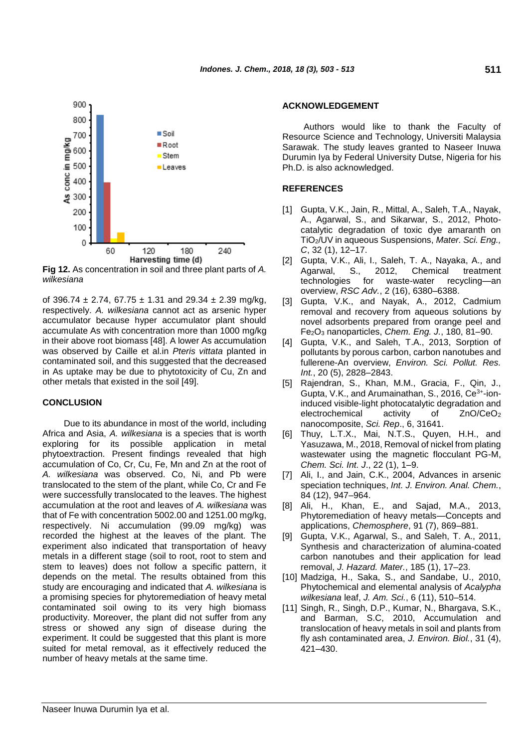Fig 12. As concentration in soil and three plant parts of *A. wilkesiana*

of 396.74 ± 2.74, 67.75 ± 1.31 and 29.34 ± 2.39 mg/kg, respectively. *A. wilkesiana* cannot act as arsenic hyper accumulator because hyper accumulator plant should accumulate As with concentration more than 1000 mg/kg in their above root biomass [48]. A lower As accumulation was observed by Caille et al.in *Pteris vittata* planted in contaminated soil, and this suggested that the decreased in As uptake may be due to phytotoxicity of Cu, Zn and other metals that existed in the soil [49].

## CONCLUSION

Due to its abundance in most of the world, including Africa and Asia, *A. wilkesiana* is a species that is worth exploring for its possible application in metal phytoextraction. Present findings revealed that high accumulation of Co, Cr, Cu, Fe, Mn and Zn at the root of *A. wilkesiana* was observed. Co, Ni, and Pb were translocated to the stem of the plant, while Co, Cr and Fe were successfully translocated to the leaves. The highest accumulation at the root and leaves of *A. wilkesiana* was that of Fe with concentration 5002.00 and 1251.00 mg/kg, respectively. Ni accumulation (99.09 mg/kg) was recorded the highest at the leaves of the plant. The experiment also indicated that transportation of heavy metals in a different stage (soil to root, root to stem and stem to leaves) does not follow a specific pattern, it depends on the metal. The results obtained from this study are encouraging and indicated that *A. wilkesiana* is a promising species for phytoremediation of heavy metal contaminated soil owing to its very high biomass productivity. Moreover, the plant did not suffer from any stress or showed any sign of disease during the experiment. It could be suggested that this plant is more suited for metal removal, as it effectively reduced the number of heavy metals at the same time.

## ACKNOWLEDGEMENT

Authors would like to thank the Faculty of Resource Science and Technology, Universiti Malaysia Sarawak. The study leaves granted to Naseer Inuwa Durumin Iya by Federal University Dutse, Nigeria for his Ph.D. is also acknowledged.

## REFERENCES

[1] Gupta, V.K., Jain, R., Mittal, A., Saleh, T.A., Nayak, A., Agarwal, S., and Sikarwar, S., 2012, Photo-catalytic degradation of toxic dye amaranth on $TiO_2$/UV in aqueous Suspensions, *Mater. Sci. Eng., C*, 32 (1), 12–17.

[2] Gupta, V.K., Ali, I., Saleh, T. A., Nayaka, A., and Agarwal, S., 2012, Chemical treatment technologies for waste-water recycling—an overview, *RSC Adv.*, 2 (16), 6380–6388.

[3] Gupta, V.K., and Nayak, A., 2012, Cadmium removal and recovery from aqueous solutions by novel adsorbents prepared from orange peel and $Fe_2O_3$ nanoparticles, *Chem. Eng. J.*, 180, 81–90.

[4] Gupta, V.K., and Saleh, T.A., 2013, Sorption of pollutants by porous carbon, carbon nanotubes and fullerene-An overview, *Environ. Sci. Pollut. Res. Int.*, 20 (5), 2828–2843.

[5] Rajendran, S., Khan, M.M., Gracia, F., Qin, J., Gupta, V.K., and Arumainathan, S., 2016, $Ce^{3+}$-ion-induced visible-light photocatalytic degradation and electrochemical activity of $ZnO/CeO_2$ nanocomposite, *Sci. Rep.*, 6, 31641.

[6] Thuy, L.T.X., Mai, N.T.S., Quyen, H.H., and Yasuzawa, M., 2018, Removal of nickel from plating wastewater using the magnetic flocculant PG-M, *Chem. Sci. Int. J.*, 22 (1), 1–9.

[7] Ali, I., and Jain, C.K., 2004, Advances in arsenic speciation techniques, *Int. J. Environ. Anal. Chem.*, 84 (12), 947–964.

[8] Ali, H., Khan, E., and Sajad, M.A., 2013, Phytoremediation of heavy metals—Concepts and applications, *Chemosphere*, 91 (7), 869–881.

[9] Gupta, V.K., Agarwal, S., and Saleh, T. A., 2011, Synthesis and characterization of alumina-coated carbon nanotubes and their application for lead removal, *J. Hazard. Mater.*, 185 (1), 17–23.

[10] Madziga, H., Saka, S., and Sandabe, U., 2010, Phytochemical and elemental analysis of *Acalypha wilkesiana* leaf, *J. Am. Sci.*, 6 (11), 510–514.

[11] Singh, R., Singh, D.P., Kumar, N., Bhargava, S.K., and Barman, S.C, 2010, Accumulation and translocation of heavy metals in soil and plants from fly ash contaminated area, *J. Environ. Biol.*, 31 (4), 421–430.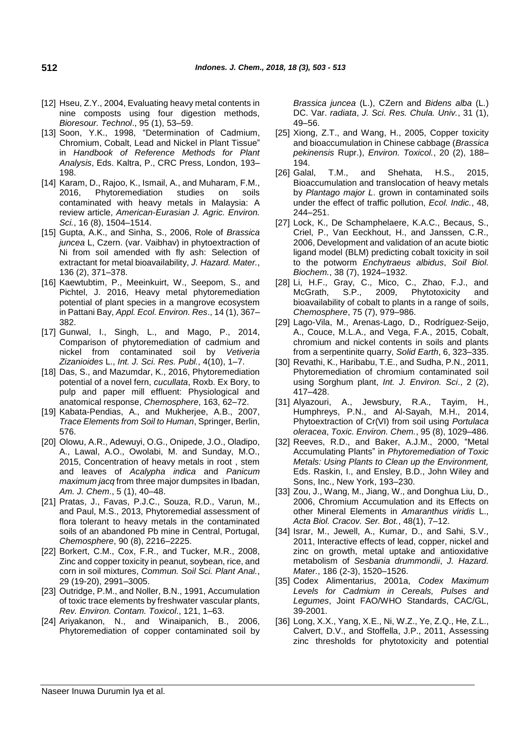[12] Hseu, Z.Y., 2004, Evaluating heavy metal contents in nine composts using four digestion methods, *Bioresour. Technol*., 95 (1), 53–59.

[13] Soon, Y.K., 1998, "Determination of Cadmium, Chromium, Cobalt, Lead and Nickel in Plant Tissue" in *Handbook of Reference Methods for Plant Analysis*, Eds. Kaltra, P., CRC Press, London, 193–198.

[14] Karam, D., Rajoo, K., Ismail, A., and Muharam, F.M., 2016, Phytoremediation studies on soils contaminated with heavy metals in Malaysia: A review article, *American-Eurasian J. Agric. Environ. Sci.*, 16 (8), 1504–1514.

[15] Gupta, A.K., and Sinha, S., 2006, Role of *Brassica juncea* L, Czern. (var. Vaibhav) in phytoextraction of Ni from soil amended with fly ash: Selection of extractant for metal bioavailability, *J. Hazard. Mater.*, 136 (2), 371–378.

[16] Kaewtubtim, P., Meeinkuirt, W., Seepom, S., and Pichtel, J. 2016, Heavy metal phytoremediation potential of plant species in a mangrove ecosystem in Pattani Bay, *Appl. Ecol. Environ. Res*., 14 (1), 367–382.

[17] Gunwal, I., Singh, L., and Mago, P., 2014, Comparison of phytoremediation of cadmium and nickel from contaminated soil by *Vetiveria Zizanioides* L., *Int. J. Sci. Res. Publ.*, 4(10), 1–7.

[18] Das, S., and Mazumdar, K., 2016, Phytoremediation potential of a novel fern, *cucullata*, Roxb. Ex Bory, to pulp and paper mill effluent: Physiological and anatomical response, *Chemosphere*, 163, 62–72.

[19] Kabata-Pendias, A., and Mukherjee, A.B., 2007, *Trace Elements from Soil to Human*, Springer, Berlin, 576.

[20] Olowu, A.R., Adewuyi, O.G., Onipede, J.O., Oladipo, A., Lawal, A.O., Owolabi, M. and Sunday, M.O., 2015, Concentration of heavy metals in root , stem and leaves of *Acalypha indica* and *Panicum maximum jacq* from three major dumpsites in Ibadan, *Am. J. Chem*., 5 (1), 40–48.

[21] Pratas, J., Favas, P.J.C., Souza, R.D., Varun, M., and Paul, M.S., 2013, Phytoremedial assessment of flora tolerant to heavy metals in the contaminated soils of an abandoned Pb mine in Central, Portugal, *Chemosphere*, 90 (8), 2216–2225.

[22] Borkert, C.M., Cox, F.R., and Tucker, M.R., 2008, Zinc and copper toxicity in peanut, soybean, rice, and corn in soil mixtures, *Commun. Soil Sci. Plant Anal.*, 29 (19-20), 2991–3005.

[23] Outridge, P.M., and Noller, B.N., 1991, Accumulation of toxic trace elements by freshwater vascular plants, *Rev. Environ. Contam. Toxicol*., 121, 1–63.

[24] Ariyakanon, N., and Winaipanich, B., 2006, Phytoremediation of copper contaminated soil by *Brassica juncea* (L.), CZern and *Bidens alba* (L.) DC. Var. *radiata*, *J. Sci. Res. Chula. Univ.*, 31 (1), 49–56.

[25] Xiong, Z.T., and Wang, H., 2005, Copper toxicity and bioaccumulation in Chinese cabbage (*Brassica pekinensis* Rupr.), *Environ. Toxicol.*, 20 (2), 188–194.

[26] Galal, T.M., and Shehata, H.S., 2015, Bioaccumulation and translocation of heavy metals by *Plantago major L*. grown in contaminated soils under the effect of traffic pollution, *Ecol. Indic.*, 48, 244–251.

[27] Lock, K., De Schamphelaere, K.A.C., Becaus, S., Criel, P., Van Eeckhout, H., and Janssen, C.R., 2006, Development and validation of an acute biotic ligand model (BLM) predicting cobalt toxicity in soil to the potworm *Enchytraeus albidus*, *Soil Biol. Biochem.*, 38 (7), 1924–1932.

[28] Li, H.F., Gray, C., Mico, C., Zhao, F.J., and McGrath, S.P., 2009, Phytotoxicity and bioavailability of cobalt to plants in a range of soils, *Chemosphere*, 75 (7), 979–986.

[29] Lago-Vila, M., Arenas-Lago, D., Rodríguez-Seijo, A., Couce, M.L.A., and Vega, F.A., 2015, Cobalt, chromium and nickel contents in soils and plants from a serpentinite quarry, *Solid Earth*, 6, 323–335.

[30] Revathi, K., Haribabu, T.E., and Sudha, P.N., 2011, Phytoremediation of chromium contaminated soil using Sorghum plant, *Int. J. Environ. Sci*., 2 (2), 417–428.

[31] Alyazouri, A., Jewsbury, R.A., Tayim, H., Humphreys, P.N., and Al-Sayah, M.H., 2014, Phytoextraction of Cr(VI) from soil using *Portulaca oleracea*, *Toxic. Environ. Chem.*, 95 (8), 1029–486.

[32] Reeves, R.D., and Baker, A.J.M., 2000, "Metal Accumulating Plants" in *Phytoremediation of Toxic Metals: Using Plants to Clean up the Environment,* Eds. Raskin, I., and Ensley, B.D., John Wiley and Sons, Inc., New York, 193–230.

[33] Zou, J., Wang, M., Jiang, W., and Donghua Liu, D., 2006, Chromium Accumulation and its Effects on other Mineral Elements in *Amaranthus viridis* L., *Acta Biol. Cracov. Ser. Bot.*, 48(1), 7–12.

[34] Israr, M., Jewell, A., Kumar, D., and Sahi, S.V., 2011, Interactive effects of lead, copper, nickel and zinc on growth, metal uptake and antioxidative metabolism of *Sesbania drummondii*, *J. Hazard. Mater.*, 186 (2-3), 1520–1526.

[35] Codex Alimentarius, 2001a, *Codex Maximum Levels for Cadmium in Cereals, Pulses and Legumes*, Joint FAO/WHO Standards, CAC/GL, 39-2001.

[36] Long, X.X., Yang, X.E., Ni, W.Z., Ye, Z.Q., He, Z.L., Calvert, D.V., and Stoffella, J.P., 2011, Assessing zinc thresholds for phytotoxicity and potential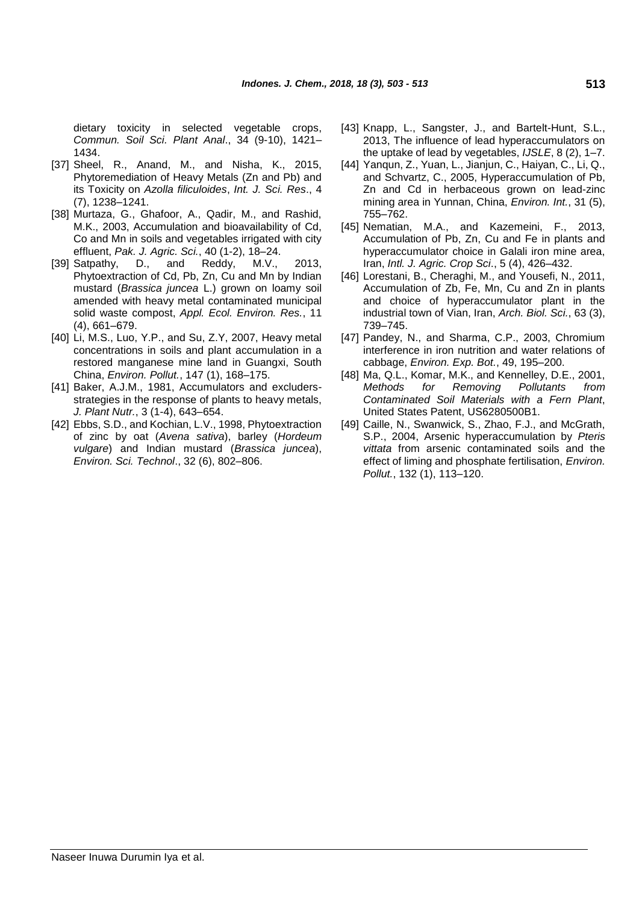dietary toxicity in selected vegetable crops, *Commun. Soil Sci. Plant Anal*., 34 (9-10), 1421–1434.

[37] Sheel, R., Anand, M., and Nisha, K., 2015, Phytoremediation of Heavy Metals (Zn and Pb) and its Toxicity on *Azolla filiculoides*, *Int. J. Sci. Res*., 4 (7), 1238–1241.

[38] Murtaza, G., Ghafoor, A., Qadir, M., and Rashid, M.K., 2003, Accumulation and bioavailability of Cd, Co and Mn in soils and vegetables irrigated with city effluent, *Pak. J. Agric. Sci.*, 40 (1-2), 18–24.

[39] Satpathy, D., and Reddy, M.V., 2013, Phytoextraction of Cd, Pb, Zn, Cu and Mn by Indian mustard (*Brassica juncea* L.) grown on loamy soil amended with heavy metal contaminated municipal solid waste compost, *Appl. Ecol. Environ. Res.*, 11 (4), 661–679.

[40] Li, M.S., Luo, Y.P., and Su, Z.Y, 2007, Heavy metal concentrations in soils and plant accumulation in a restored manganese mine land in Guangxi, South China, *Environ. Pollut.*, 147 (1), 168–175.

[41] Baker, A.J.M., 1981, Accumulators and excluders-strategies in the response of plants to heavy metals, *J. Plant Nutr.*, 3 (1-4), 643–654.

[42] Ebbs, S.D., and Kochian, L.V., 1998, Phytoextraction of zinc by oat (*Avena sativa*), barley (*Hordeum vulgare*) and Indian mustard (*Brassica juncea*), *Environ. Sci. Technol*., 32 (6), 802–806.

[43] Knapp, L., Sangster, J., and Bartelt-Hunt, S.L., 2013, The influence of lead hyperaccumulators on the uptake of lead by vegetables, *IJSLE*, 8 (2), 1–7.

[44] Yanqun, Z., Yuan, L., Jianjun, C., Haiyan, C., Li, Q., and Schvartz, C., 2005, Hyperaccumulation of Pb, Zn and Cd in herbaceous grown on lead-zinc mining area in Yunnan, China, *Environ. Int.*, 31 (5), 755–762.

[45] Nematian, M.A., and Kazemeini, F., 2013, Accumulation of Pb, Zn, Cu and Fe in plants and hyperaccumulator choice in Galali iron mine area, Iran, *Intl. J. Agric. Crop Sci*., 5 (4), 426–432.

[46] Lorestani, B., Cheraghi, M., and Yousefi, N., 2011, Accumulation of Zb, Fe, Mn, Cu and Zn in plants and choice of hyperaccumulator plant in the industrial town of Vian, Iran, *Arch. Biol. Sci.*, 63 (3), 739–745.

[47] Pandey, N., and Sharma, C.P., 2003, Chromium interference in iron nutrition and water relations of cabbage, *Environ. Exp. Bot.*, 49, 195–200.

[48] Ma, Q.L., Komar, M.K., and Kennelley, D.E., 2001, *Methods for Removing Pollutants from Contaminated Soil Materials with a Fern Plant*, United States Patent, US6280500B1.

[49] Caille, N., Swanwick, S., Zhao, F.J., and McGrath, S.P., 2004, Arsenic hyperaccumulation by *Pteris vittata* from arsenic contaminated soils and the effect of liming and phosphate fertilisation, *Environ. Pollut.*, 132 (1), 113–120.